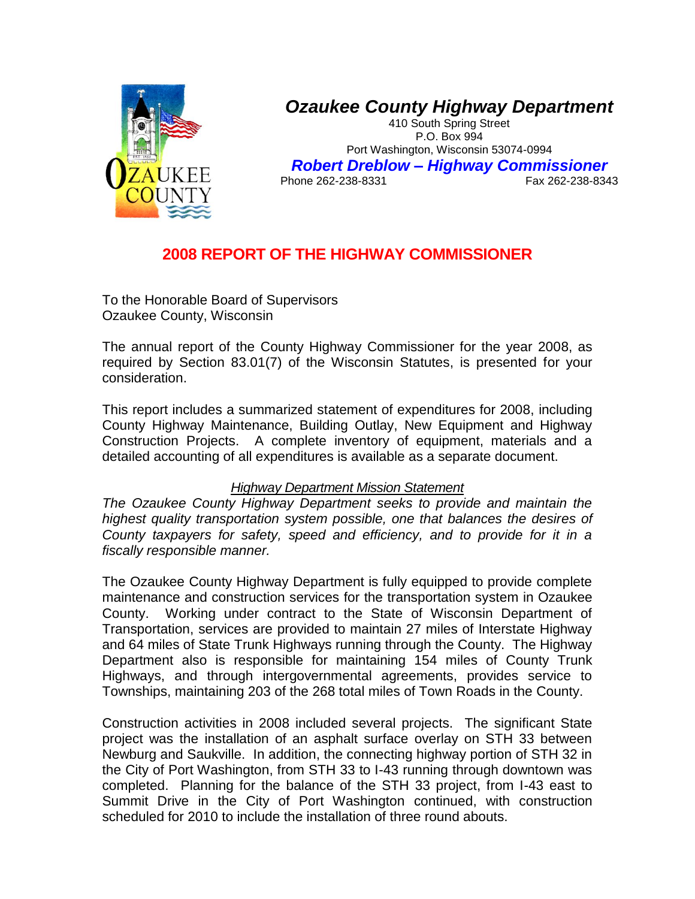# Ozaukee County Highway Department

410 South Spring Street
P.O. Box 994
Port Washington, Wisconsin 53074-0994

**Robert Dreblow – Highway Commissioner**

Phone 262-238-8331 Fax 262-238-8343

## 2008 REPORT OF THE HIGHWAY COMMISSIONER

To the Honorable Board of Supervisors
Ozaukee County, Wisconsin

The annual report of the County Highway Commissioner for the year 2008, as required by Section 83.01(7) of the Wisconsin Statutes, is presented for your consideration.

This report includes a summarized statement of expenditures for 2008, including County Highway Maintenance, Building Outlay, New Equipment and Highway Construction Projects. A complete inventory of equipment, materials and a detailed accounting of all expenditures is available as a separate document.

*Highway Department Mission Statement*

*The Ozaukee County Highway Department seeks to provide and maintain the highest quality transportation system possible, one that balances the desires of County taxpayers for safety, speed and efficiency, and to provide for it in a fiscally responsible manner.*

The Ozaukee County Highway Department is fully equipped to provide complete maintenance and construction services for the transportation system in Ozaukee County. Working under contract to the State of Wisconsin Department of Transportation, services are provided to maintain 27 miles of Interstate Highway and 64 miles of State Trunk Highways running through the County. The Highway Department also is responsible for maintaining 154 miles of County Trunk Highways, and through intergovernmental agreements, provides service to Townships, maintaining 203 of the 268 total miles of Town Roads in the County.

Construction activities in 2008 included several projects. The significant State project was the installation of an asphalt surface overlay on STH 33 between Newburg and Saukville. In addition, the connecting highway portion of STH 32 in the City of Port Washington, from STH 33 to I-43 running through downtown was completed. Planning for the balance of the STH 33 project, from I-43 east to Summit Drive in the City of Port Washington continued, with construction scheduled for 2010 to include the installation of three round abouts.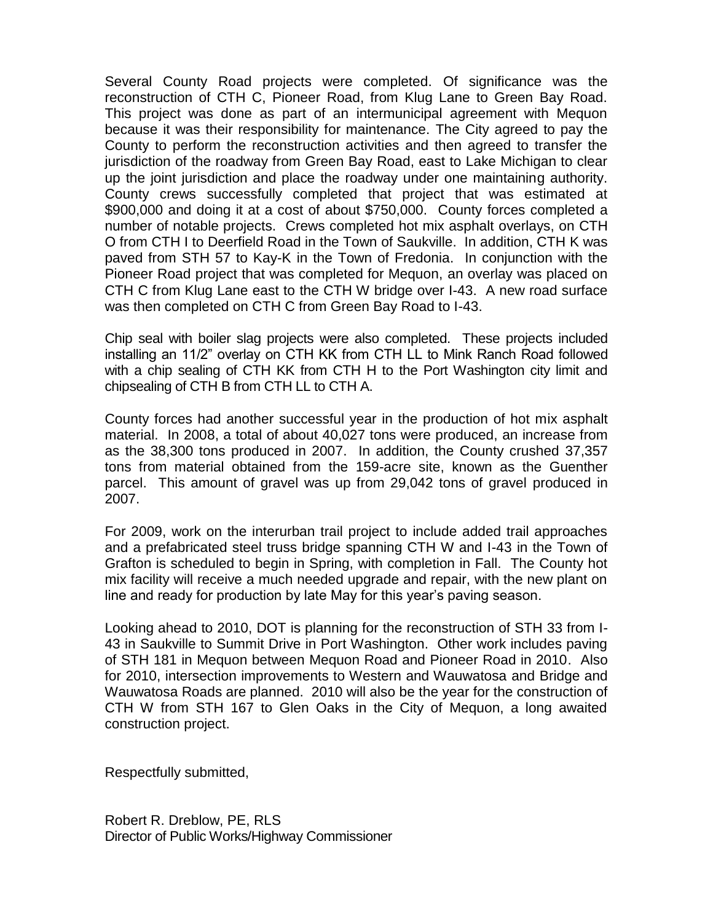Several County Road projects were completed. Of significance was the reconstruction of CTH C, Pioneer Road, from Klug Lane to Green Bay Road. This project was done as part of an intermunicipal agreement with Mequon because it was their responsibility for maintenance. The City agreed to pay the County to perform the reconstruction activities and then agreed to transfer the jurisdiction of the roadway from Green Bay Road, east to Lake Michigan to clear up the joint jurisdiction and place the roadway under one maintaining authority. County crews successfully completed that project that was estimated at $900,000 and doing it at a cost of about $750,000. County forces completed a number of notable projects. Crews completed hot mix asphalt overlays, on CTH O from CTH I to Deerfield Road in the Town of Saukville. In addition, CTH K was paved from STH 57 to Kay-K in the Town of Fredonia. In conjunction with the Pioneer Road project that was completed for Mequon, an overlay was placed on CTH C from Klug Lane east to the CTH W bridge over I-43. A new road surface was then completed on CTH C from Green Bay Road to I-43.

Chip seal with boiler slag projects were also completed. These projects included installing an 11/2" overlay on CTH KK from CTH LL to Mink Ranch Road followed with a chip sealing of CTH KK from CTH H to the Port Washington city limit and chipsealing of CTH B from CTH LL to CTH A.

County forces had another successful year in the production of hot mix asphalt material. In 2008, a total of about 40,027 tons were produced, an increase from as the 38,300 tons produced in 2007. In addition, the County crushed 37,357 tons from material obtained from the 159-acre site, known as the Guenther parcel. This amount of gravel was up from 29,042 tons of gravel produced in 2007.

For 2009, work on the interurban trail project to include added trail approaches and a prefabricated steel truss bridge spanning CTH W and I-43 in the Town of Grafton is scheduled to begin in Spring, with completion in Fall. The County hot mix facility will receive a much needed upgrade and repair, with the new plant on line and ready for production by late May for this year's paving season.

Looking ahead to 2010, DOT is planning for the reconstruction of STH 33 from I-43 in Saukville to Summit Drive in Port Washington. Other work includes paving of STH 181 in Mequon between Mequon Road and Pioneer Road in 2010. Also for 2010, intersection improvements to Western and Wauwatosa and Bridge and Wauwatosa Roads are planned. 2010 will also be the year for the construction of CTH W from STH 167 to Glen Oaks in the City of Mequon, a long awaited construction project.

Respectfully submitted,

Robert R. Dreblow, PE, RLS
Director of Public Works/Highway Commissioner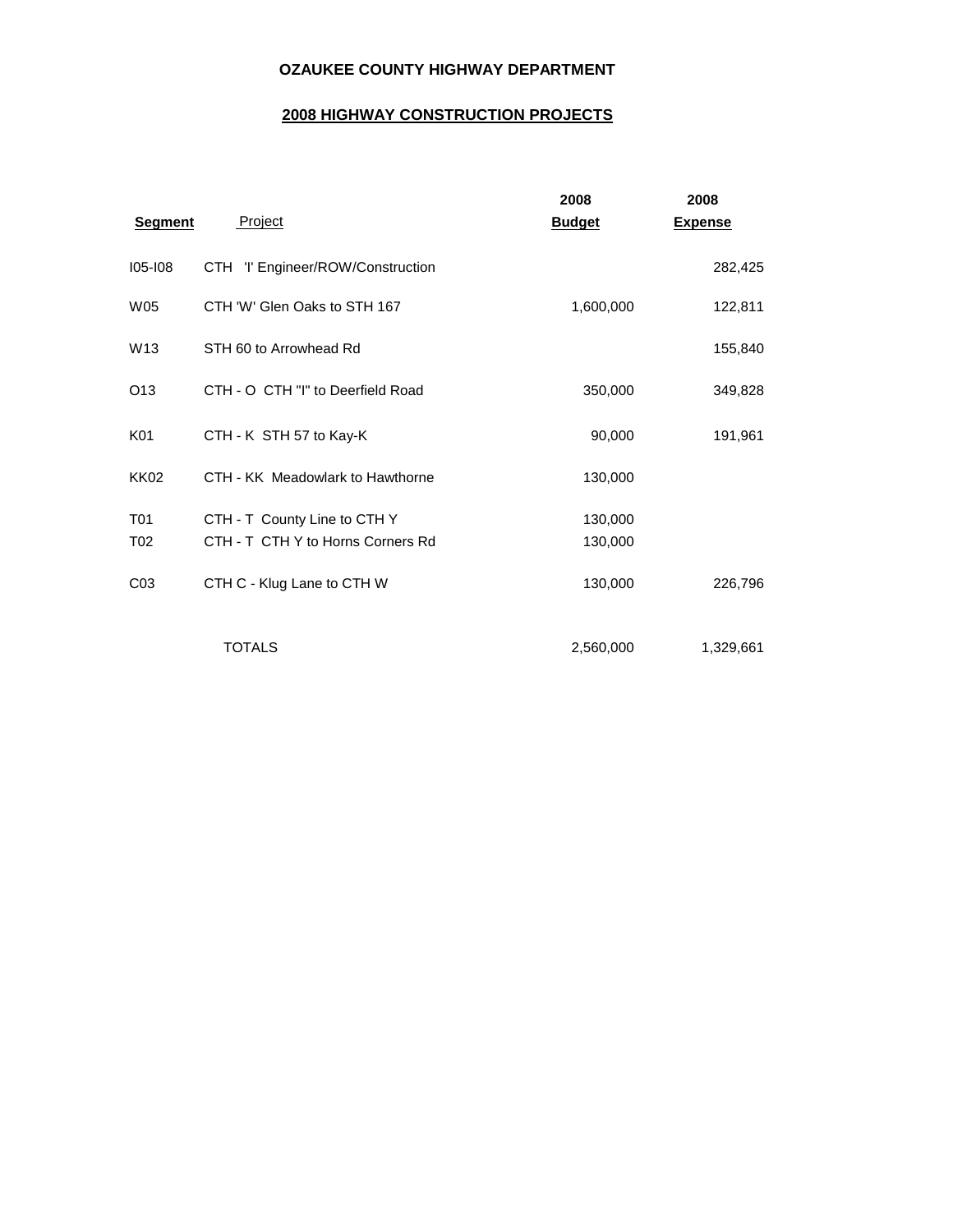**OZAUKEE COUNTY HIGHWAY DEPARTMENT**

**2008 HIGHWAY CONSTRUCTION PROJECTS**

| Segment | Project | 2008 Budget | 2008 Expense |
|---|---|---|---|
| I05-I08 | CTH 'I' Engineer/ROW/Construction | | 282,425 |
| W05 | CTH 'W' Glen Oaks to STH 167 | 1,600,000 | 122,811 |
| W13 | STH 60 to Arrowhead Rd | | 155,840 |
| O13 | CTH - O CTH "I" to Deerfield Road | 350,000 | 349,828 |
| K01 | CTH - K STH 57 to Kay-K | 90,000 | 191,961 |
| KK02 | CTH - KK Meadowlark to Hawthorne | 130,000 | |
| T01 | CTH - T County Line to CTH Y | 130,000 | |
| T02 | CTH - T CTH Y to Horns Corners Rd | 130,000 | |
| C03 | CTH C - Klug Lane to CTH W | 130,000 | 226,796 |
| | TOTALS | 2,560,000 | 1,329,661 |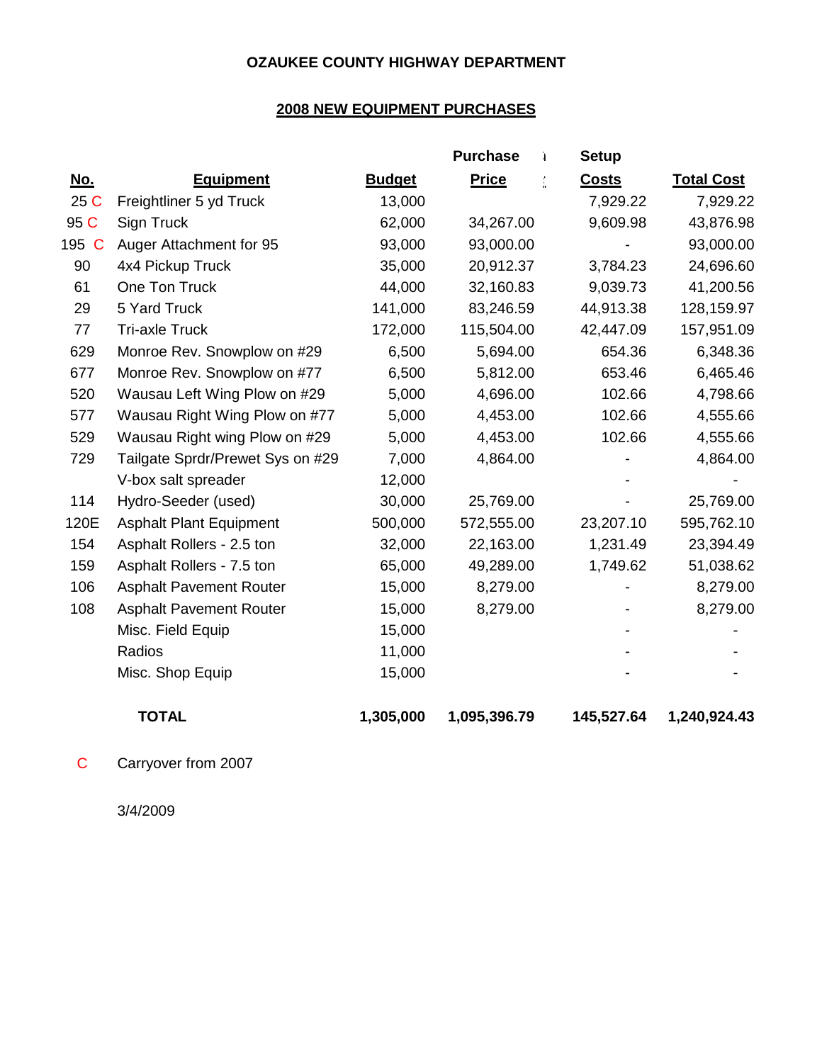**OZAUKEE COUNTY HIGHWAY DEPARTMENT**

**2008 NEW EQUIPMENT PURCHASES**

| No. | Equipment | Budget | Purchase Price | Setup Costs | Total Cost |
|---|---|---|---|---|---|
| 25 C | Freightliner 5 yd Truck | 13,000 | | 7,929.22 | 7,929.22 |
| 95 C | Sign Truck | 62,000 | 34,267.00 | 9,609.98 | 43,876.98 |
| 195 C | Auger Attachment for 95 | 93,000 | 93,000.00 | - | 93,000.00 |
| 90 | 4x4 Pickup Truck | 35,000 | 20,912.37 | 3,784.23 | 24,696.60 |
| 61 | One Ton Truck | 44,000 | 32,160.83 | 9,039.73 | 41,200.56 |
| 29 | 5 Yard Truck | 141,000 | 83,246.59 | 44,913.38 | 128,159.97 |
| 77 | Tri-axle Truck | 172,000 | 115,504.00 | 42,447.09 | 157,951.09 |
| 629 | Monroe Rev. Snowplow on #29 | 6,500 | 5,694.00 | 654.36 | 6,348.36 |
| 677 | Monroe Rev. Snowplow on #77 | 6,500 | 5,812.00 | 653.46 | 6,465.46 |
| 520 | Wausau Left Wing Plow on #29 | 5,000 | 4,696.00 | 102.66 | 4,798.66 |
| 577 | Wausau Right Wing Plow on #77 | 5,000 | 4,453.00 | 102.66 | 4,555.66 |
| 529 | Wausau Right wing Plow on #29 | 5,000 | 4,453.00 | 102.66 | 4,555.66 |
| 729 | Tailgate Sprdr/Prewet Sys on #29 | 7,000 | 4,864.00 | - | 4,864.00 |
| | V-box salt spreader | 12,000 | | - | - |
| 114 | Hydro-Seeder (used) | 30,000 | 25,769.00 | - | 25,769.00 |
| 120E | Asphalt Plant Equipment | 500,000 | 572,555.00 | 23,207.10 | 595,762.10 |
| 154 | Asphalt Rollers - 2.5 ton | 32,000 | 22,163.00 | 1,231.49 | 23,394.49 |
| 159 | Asphalt Rollers - 7.5 ton | 65,000 | 49,289.00 | 1,749.62 | 51,038.62 |
| 106 | Asphalt Pavement Router | 15,000 | 8,279.00 | - | 8,279.00 |
| 108 | Asphalt Pavement Router | 15,000 | 8,279.00 | - | 8,279.00 |
| | Misc. Field Equip | 15,000 | | - | - |
| | Radios | 11,000 | | - | - |
| | Misc. Shop Equip | 15,000 | | - | - |
| | **TOTAL** | **1,305,000** | **1,095,396.79** | **145,527.64** | **1,240,924.43** |

C Carryover from 2007

3/4/2009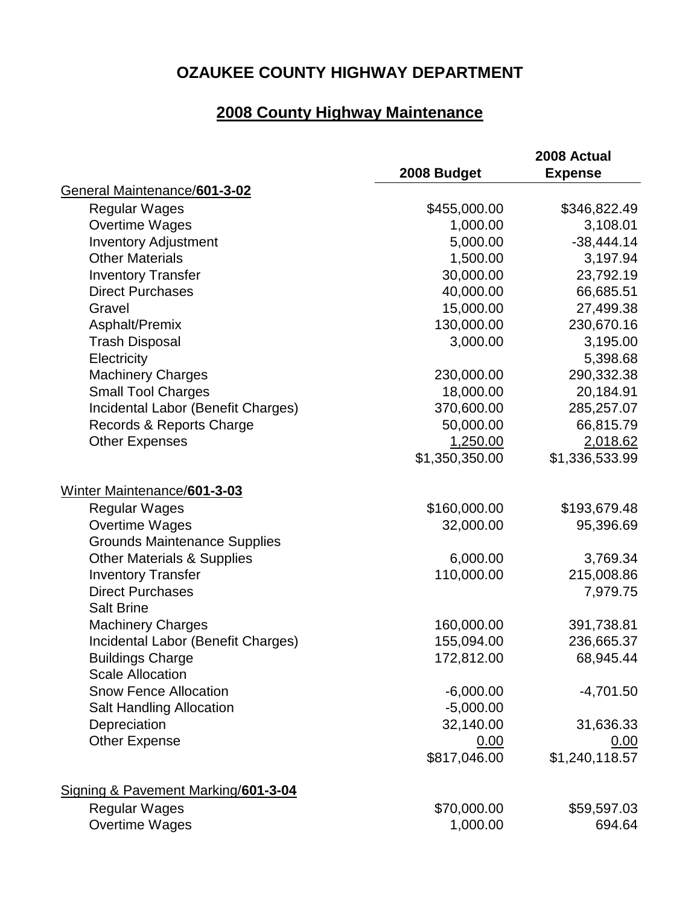# OZAUKEE COUNTY HIGHWAY DEPARTMENT

## 2008 County Highway Maintenance

| | 2008 Budget | 2008 Actual Expense |
|---|---|---|
| General Maintenance/**601-3-02** | | |
| Regular Wages | $455,000.00 | $346,822.49 |
| Overtime Wages | 1,000.00 | 3,108.01 |
| Inventory Adjustment | 5,000.00 | -38,444.14 |
| Other Materials | 1,500.00 | 3,197.94 |
| Inventory Transfer | 30,000.00 | 23,792.19 |
| Direct Purchases | 40,000.00 | 66,685.51 |
| Gravel | 15,000.00 | 27,499.38 |
| Asphalt/Premix | 130,000.00 | 230,670.16 |
| Trash Disposal | 3,000.00 | 3,195.00 |
| Electricity | | 5,398.68 |
| Machinery Charges | 230,000.00 | 290,332.38 |
| Small Tool Charges | 18,000.00 | 20,184.91 |
| Incidental Labor (Benefit Charges) | 370,600.00 | 285,257.07 |
| Records & Reports Charge | 50,000.00 | 66,815.79 |
| Other Expenses | 1,250.00 | 2,018.62 |
| | $1,350,350.00 | $1,336,533.99 |
| Winter Maintenance/**601-3-03** | | |
| Regular Wages | $160,000.00 | $193,679.48 |
| Overtime Wages | 32,000.00 | 95,396.69 |
| Grounds Maintenance Supplies | | |
| Other Materials & Supplies | 6,000.00 | 3,769.34 |
| Inventory Transfer | 110,000.00 | 215,008.86 |
| Direct Purchases | | 7,979.75 |
| Salt Brine | | |
| Machinery Charges | 160,000.00 | 391,738.81 |
| Incidental Labor (Benefit Charges) | 155,094.00 | 236,665.37 |
| Buildings Charge | 172,812.00 | 68,945.44 |
| Scale Allocation | | |
| Snow Fence Allocation | -6,000.00 | -4,701.50 |
| Salt Handling Allocation | -5,000.00 | |
| Depreciation | 32,140.00 | 31,636.33 |
| Other Expense | 0.00 | 0.00 |
| | $817,046.00 | $1,240,118.57 |
| Signing & Pavement Marking/**601-3-04** | | |
| Regular Wages | $70,000.00 | $59,597.03 |
| Overtime Wages | 1,000.00 | 694.64 |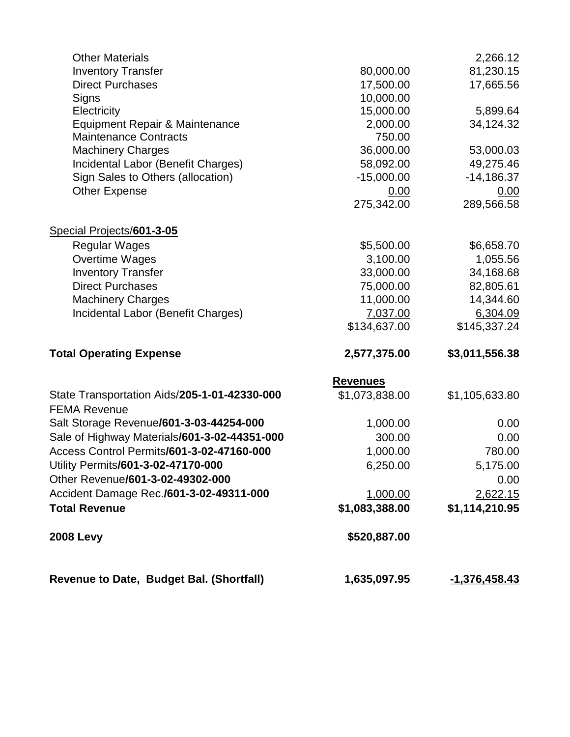| | | |
|---|---|---|
| Other Materials | | 2,266.12 |
| Inventory Transfer | 80,000.00 | 81,230.15 |
| Direct Purchases | 17,500.00 | 17,665.56 |
| Signs | 10,000.00 | |
| Electricity | 15,000.00 | 5,899.64 |
| Equipment Repair & Maintenance | 2,000.00 | 34,124.32 |
| Maintenance Contracts | 750.00 | |
| Machinery Charges | 36,000.00 | 53,000.03 |
| Incidental Labor (Benefit Charges) | 58,092.00 | 49,275.46 |
| Sign Sales to Others (allocation) | -15,000.00 | -14,186.37 |
| Other Expense | 0.00 | 0.00 |
| | 275,342.00 | 289,566.58 |
| Special Projects/**601-3-05** | | |
| Regular Wages | $5,500.00 | $6,658.70 |
| Overtime Wages | 3,100.00 | 1,055.56 |
| Inventory Transfer | 33,000.00 | 34,168.68 |
| Direct Purchases | 75,000.00 | 82,805.61 |
| Machinery Charges | 11,000.00 | 14,344.60 |
| Incidental Labor (Benefit Charges) | 7,037.00 | 6,304.09 |
| | $134,637.00 | $145,337.24 |
| **Total Operating Expense** | **2,577,375.00** | **$3,011,556.38** |
| | **Revenues** | |
| State Transportation Aids/**205-1-01-42330-000** | $1,073,838.00 | $1,105,633.80 |
| FEMA Revenue | | |
| Salt Storage Revenue**/601-3-03-44254-000** | 1,000.00 | 0.00 |
| Sale of Highway Materials**/601-3-02-44351-000** | 300.00 | 0.00 |
| Access Control Permits**/601-3-02-47160-000** | 1,000.00 | 780.00 |
| Utility Permits**/601-3-02-47170-000** | 6,250.00 | 5,175.00 |
| Other Revenue**/601-3-02-49302-000** | | 0.00 |
| Accident Damage Rec.**/601-3-02-49311-000** | 1,000.00 | 2,622.15 |
| **Total Revenue** | **$1,083,388.00** | **$1,114,210.95** |
| **2008 Levy** | **$520,887.00** | |
| **Revenue to Date, Budget Bal. (Shortfall)** | **1,635,097.95** | **-1,376,458.43** |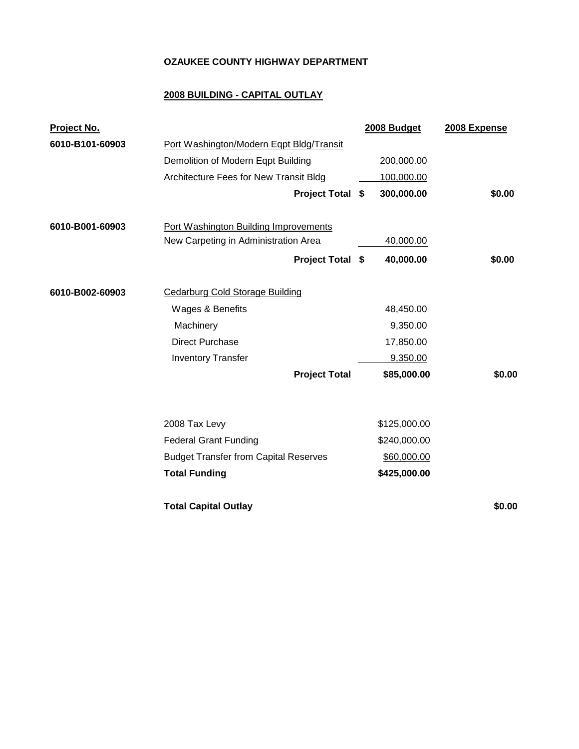**OZAUKEE COUNTY HIGHWAY DEPARTMENT**

**2008 BUILDING - CAPITAL OUTLAY**

| Project No. | | 2008 Budget | 2008 Expense |
|---|---|---|---|
| 6010-B101-60903 | Port Washington/Modern Eqpt Bldg/Transit | | |
| | Demolition of Modern Eqpt Building | 200,000.00 | |
| | Architecture Fees for New Transit Bldg | 100,000.00 | |
| | **Project Total** | **$ 300,000.00** | **$0.00** |
| 6010-B001-60903 | Port Washington Building Improvements | | |
| | New Carpeting in Administration Area | 40,000.00 | |
| | **Project Total** | **$ 40,000.00** | **$0.00** |
| 6010-B002-60903 | Cedarburg Cold Storage Building | | |
| | Wages & Benefits | 48,450.00 | |
| | Machinery | 9,350.00 | |
| | Direct Purchase | 17,850.00 | |
| | Inventory Transfer | 9,350.00 | |
| | **Project Total** | **$85,000.00** | **$0.00** |
| | 2008 Tax Levy | $125,000.00 | |
| | Federal Grant Funding | $240,000.00 | |
| | Budget Transfer from Capital Reserves | $60,000.00 | |
| | **Total Funding** | **$425,000.00** | |
| | **Total Capital Outlay** | | **$0.00** |